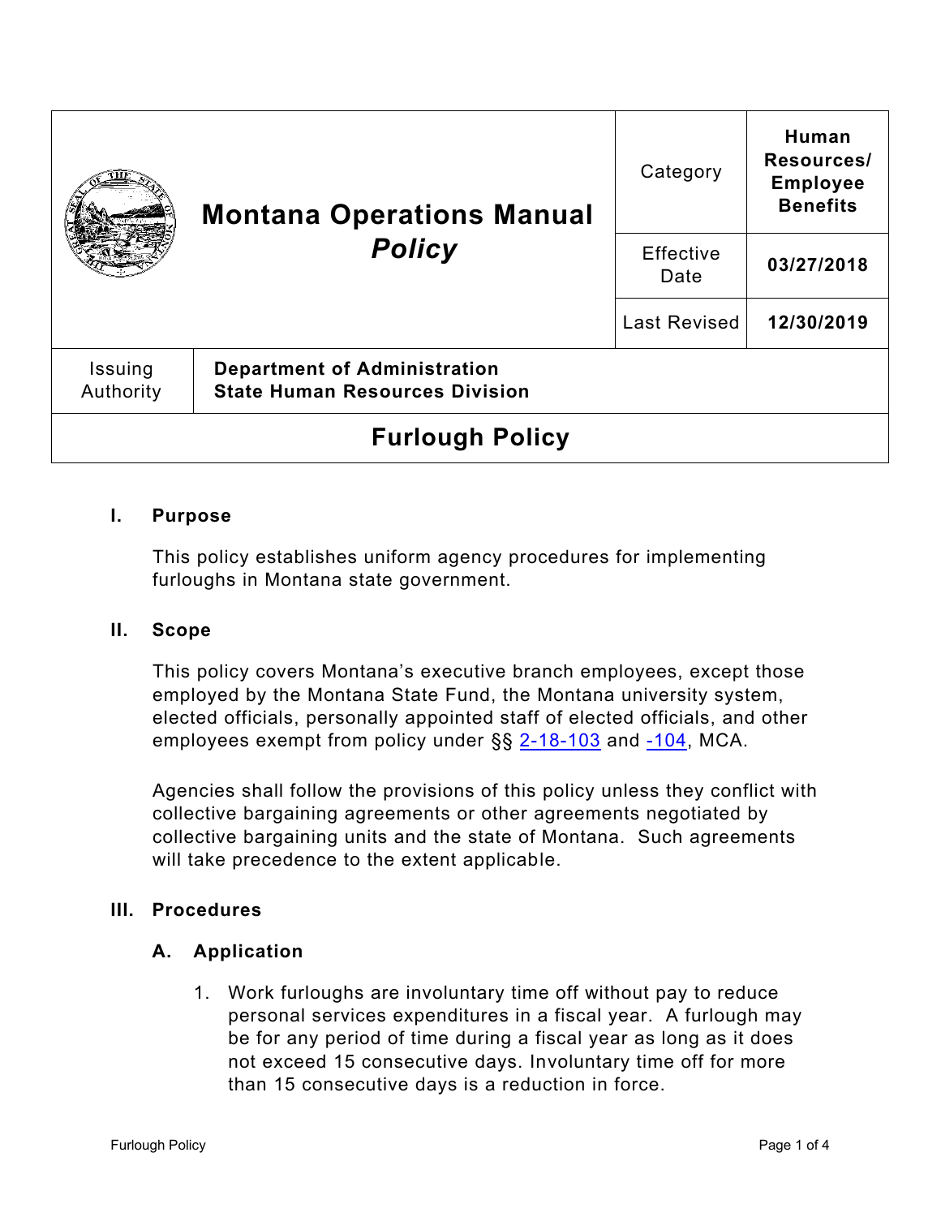| Montana Operations Manual *Policy* | Category | **Human Resources/ Employee Benefits** |
|---|---|---|
| | Effective Date | **03/27/2018** |
| | Last Revised | **12/30/2019** |

| Issuing Authority | **Department of Administration State Human Resources Division** |
|---|---|

# Furlough Policy

## I. Purpose

This policy establishes uniform agency procedures for implementing furloughs in Montana state government.

## II. Scope

This policy covers Montana's executive branch employees, except those employed by the Montana State Fund, the Montana university system, elected officials, personally appointed staff of elected officials, and other employees exempt from policy under §§ 2-18-103 and -104, MCA.

Agencies shall follow the provisions of this policy unless they conflict with collective bargaining agreements or other agreements negotiated by collective bargaining units and the state of Montana. Such agreements will take precedence to the extent applicable.

## III. Procedures

### A. Application

1. Work furloughs are involuntary time off without pay to reduce personal services expenditures in a fiscal year. A furlough may be for any period of time during a fiscal year as long as it does not exceed 15 consecutive days. Involuntary time off for more than 15 consecutive days is a reduction in force.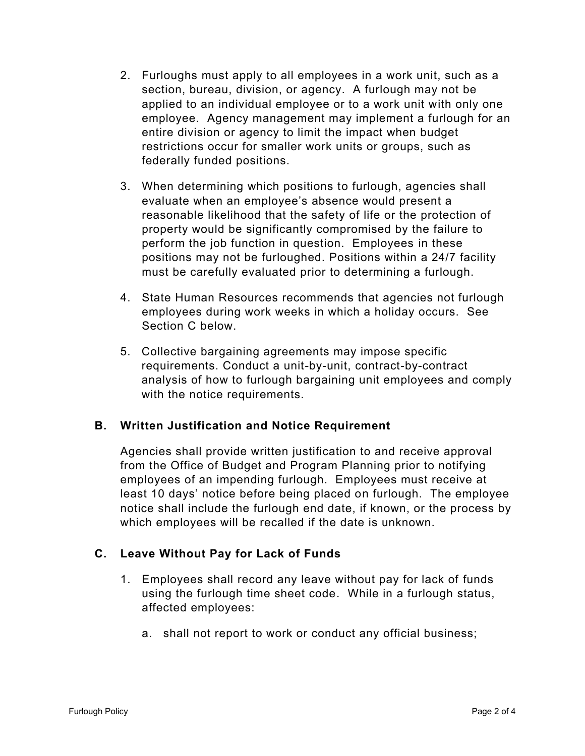2. Furloughs must apply to all employees in a work unit, such as a section, bureau, division, or agency. A furlough may not be applied to an individual employee or to a work unit with only one employee. Agency management may implement a furlough for an entire division or agency to limit the impact when budget restrictions occur for smaller work units or groups, such as federally funded positions.

3. When determining which positions to furlough, agencies shall evaluate when an employee's absence would present a reasonable likelihood that the safety of life or the protection of property would be significantly compromised by the failure to perform the job function in question. Employees in these positions may not be furloughed. Positions within a 24/7 facility must be carefully evaluated prior to determining a furlough.

4. State Human Resources recommends that agencies not furlough employees during work weeks in which a holiday occurs. See Section C below.

5. Collective bargaining agreements may impose specific requirements. Conduct a unit-by-unit, contract-by-contract analysis of how to furlough bargaining unit employees and comply with the notice requirements.

## B. Written Justification and Notice Requirement

Agencies shall provide written justification to and receive approval from the Office of Budget and Program Planning prior to notifying employees of an impending furlough. Employees must receive at least 10 days' notice before being placed on furlough. The employee notice shall include the furlough end date, if known, or the process by which employees will be recalled if the date is unknown.

## C. Leave Without Pay for Lack of Funds

1. Employees shall record any leave without pay for lack of funds using the furlough time sheet code. While in a furlough status, affected employees:

   a. shall not report to work or conduct any official business;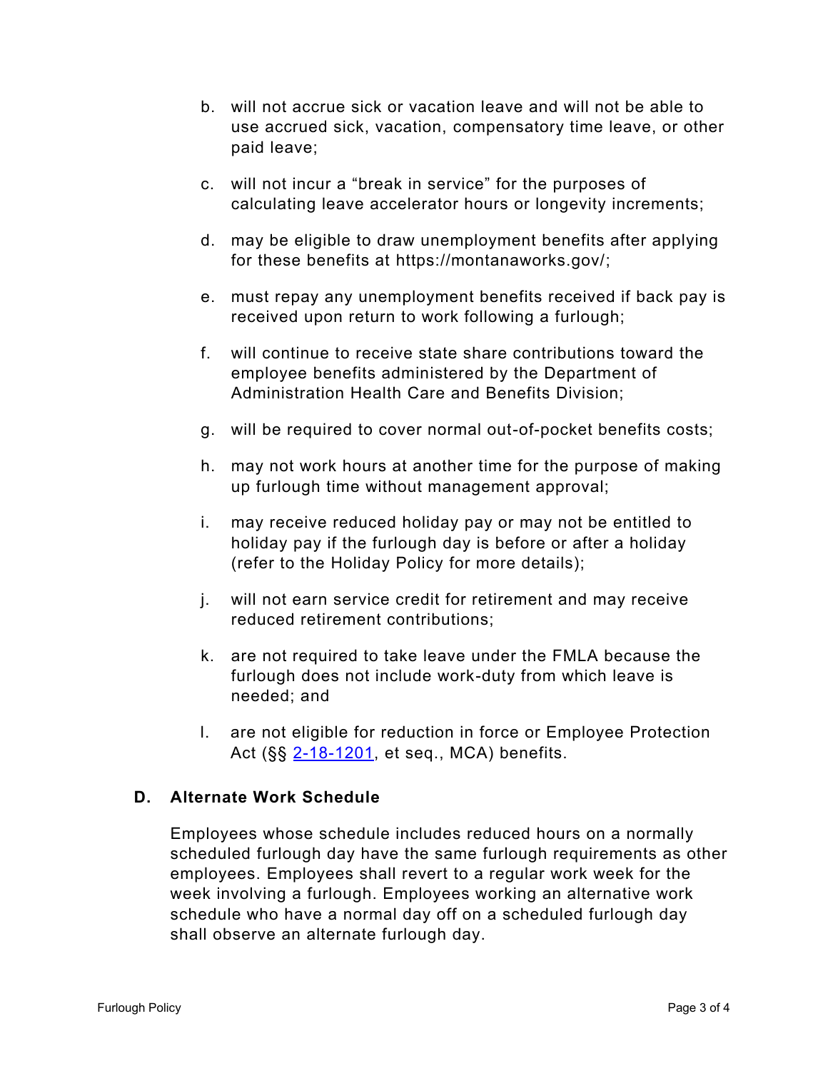b. will not accrue sick or vacation leave and will not be able to use accrued sick, vacation, compensatory time leave, or other paid leave;

c. will not incur a "break in service" for the purposes of calculating leave accelerator hours or longevity increments;

d. may be eligible to draw unemployment benefits after applying for these benefits at https://montanaworks.gov/;

e. must repay any unemployment benefits received if back pay is received upon return to work following a furlough;

f. will continue to receive state share contributions toward the employee benefits administered by the Department of Administration Health Care and Benefits Division;

g. will be required to cover normal out-of-pocket benefits costs;

h. may not work hours at another time for the purpose of making up furlough time without management approval;

i. may receive reduced holiday pay or may not be entitled to holiday pay if the furlough day is before or after a holiday (refer to the Holiday Policy for more details);

j. will not earn service credit for retirement and may receive reduced retirement contributions;

k. are not required to take leave under the FMLA because the furlough does not include work-duty from which leave is needed; and

l. are not eligible for reduction in force or Employee Protection Act (§§ 2-18-1201, et seq., MCA) benefits.

### D. Alternate Work Schedule

Employees whose schedule includes reduced hours on a normally scheduled furlough day have the same furlough requirements as other employees. Employees shall revert to a regular work week for the week involving a furlough. Employees working an alternative work schedule who have a normal day off on a scheduled furlough day shall observe an alternate furlough day.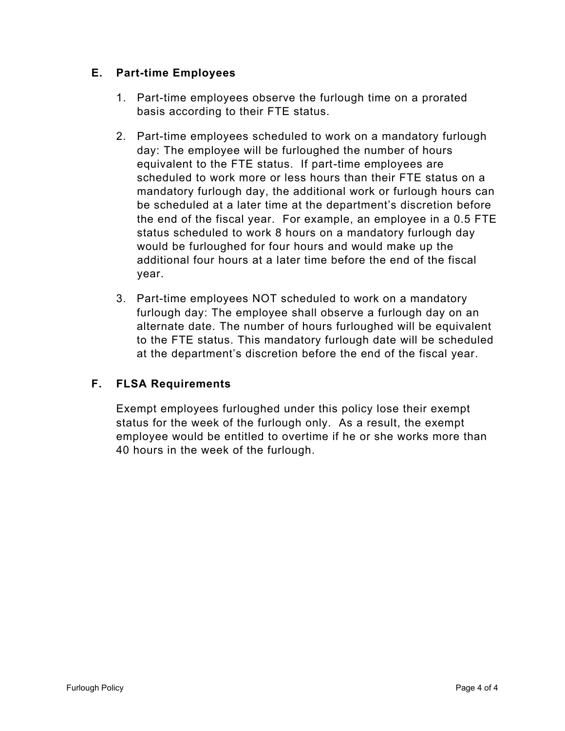## E. Part-time Employees

1. Part-time employees observe the furlough time on a prorated basis according to their FTE status.

2. Part-time employees scheduled to work on a mandatory furlough day: The employee will be furloughed the number of hours equivalent to the FTE status. If part-time employees are scheduled to work more or less hours than their FTE status on a mandatory furlough day, the additional work or furlough hours can be scheduled at a later time at the department's discretion before the end of the fiscal year. For example, an employee in a 0.5 FTE status scheduled to work 8 hours on a mandatory furlough day would be furloughed for four hours and would make up the additional four hours at a later time before the end of the fiscal year.

3. Part-time employees NOT scheduled to work on a mandatory furlough day: The employee shall observe a furlough day on an alternate date. The number of hours furloughed will be equivalent to the FTE status. This mandatory furlough date will be scheduled at the department's discretion before the end of the fiscal year.

## F. FLSA Requirements

Exempt employees furloughed under this policy lose their exempt status for the week of the furlough only. As a result, the exempt employee would be entitled to overtime if he or she works more than 40 hours in the week of the furlough.